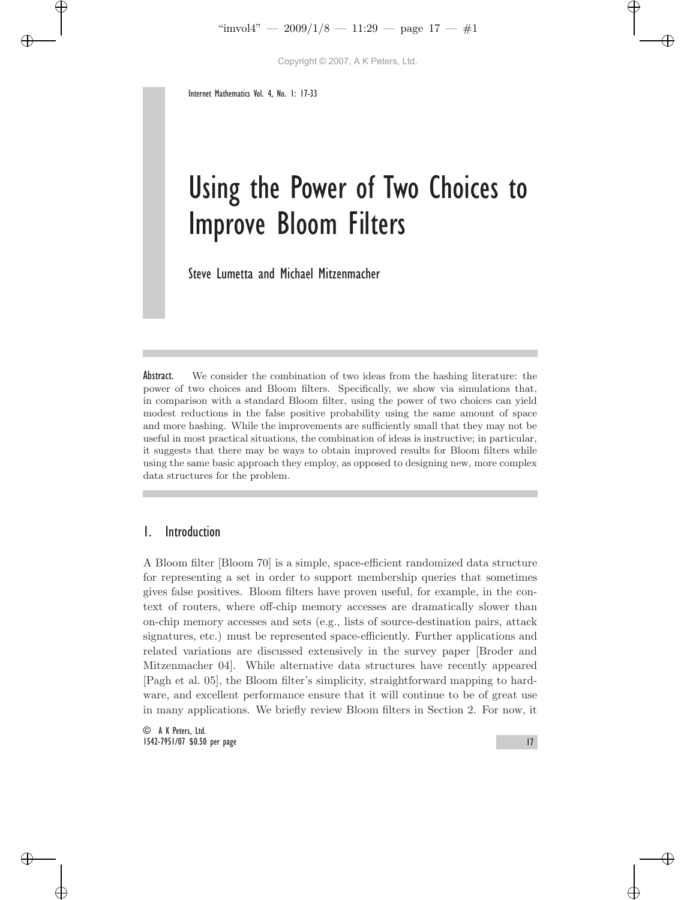# Using the Power of Two Choices to Improve Bloom Filters

Steve Lumetta and Michael Mitzenmacher

**Abstract.** We consider the combination of two ideas from the hashing literature: the power of two choices and Bloom filters. Specifically, we show via simulations that, in comparison with a standard Bloom filter, using the power of two choices can yield modest reductions in the false positive probability using the same amount of space and more hashing. While the improvements are sufficiently small that they may not be useful in most practical situations, the combination of ideas is instructive; in particular, it suggests that there may be ways to obtain improved results for Bloom filters while using the same basic approach they employ, as opposed to designing new, more complex data structures for the problem.

## 1. Introduction

A Bloom filter [Bloom 70] is a simple, space-efficient randomized data structure for representing a set in order to support membership queries that sometimes gives false positives. Bloom filters have proven useful, for example, in the context of routers, where off-chip memory accesses are dramatically slower than on-chip memory accesses and sets (e.g., lists of source-destination pairs, attack signatures, etc.) must be represented space-efficiently. Further applications and related variations are discussed extensively in the survey paper [Broder and Mitzenmacher 04]. While alternative data structures have recently appeared [Pagh et al. 05], the Bloom filter's simplicity, straightforward mapping to hardware, and excellent performance ensure that it will continue to be of great use in many applications. We briefly review Bloom filters in Section 2. For now, it

© A K Peters, Ltd.
1542-7951/07 $0.50 per page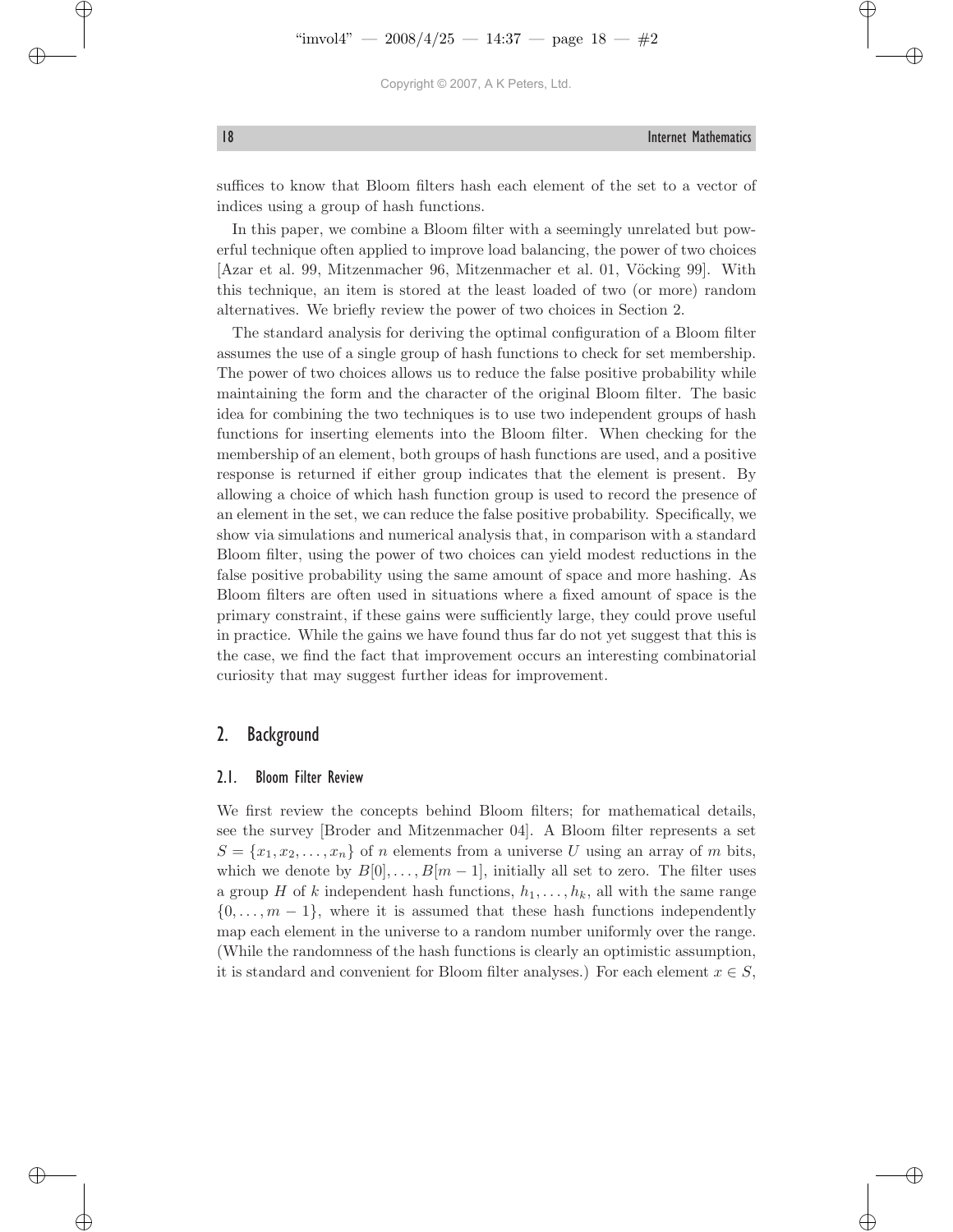suffices to know that Bloom filters hash each element of the set to a vector of indices using a group of hash functions.

In this paper, we combine a Bloom filter with a seemingly unrelated but powerful technique often applied to improve load balancing, the power of two choices [Azar et al. 99, Mitzenmacher 96, Mitzenmacher et al. 01, Vöcking 99]. With this technique, an item is stored at the least loaded of two (or more) random alternatives. We briefly review the power of two choices in Section 2.

The standard analysis for deriving the optimal configuration of a Bloom filter assumes the use of a single group of hash functions to check for set membership. The power of two choices allows us to reduce the false positive probability while maintaining the form and the character of the original Bloom filter. The basic idea for combining the two techniques is to use two independent groups of hash functions for inserting elements into the Bloom filter. When checking for the membership of an element, both groups of hash functions are used, and a positive response is returned if either group indicates that the element is present. By allowing a choice of which hash function group is used to record the presence of an element in the set, we can reduce the false positive probability. Specifically, we show via simulations and numerical analysis that, in comparison with a standard Bloom filter, using the power of two choices can yield modest reductions in the false positive probability using the same amount of space and more hashing. As Bloom filters are often used in situations where a fixed amount of space is the primary constraint, if these gains were sufficiently large, they could prove useful in practice. While the gains we have found thus far do not yet suggest that this is the case, we find the fact that improvement occurs an interesting combinatorial curiosity that may suggest further ideas for improvement.

## 2. Background

### 2.1. Bloom Filter Review

We first review the concepts behind Bloom filters; for mathematical details, see the survey [Broder and Mitzenmacher 04]. A Bloom filter represents a set $S = \{x_1, x_2, \ldots, x_n\}$ of $n$ elements from a universe $U$ using an array of $m$ bits, which we denote by $B[0], \ldots, B[m-1]$, initially all set to zero. The filter uses a group $H$ of $k$ independent hash functions, $h_1, \ldots, h_k$, all with the same range $\{0, \ldots, m-1\}$, where it is assumed that these hash functions independently map each element in the universe to a random number uniformly over the range. (While the randomness of the hash functions is clearly an optimistic assumption, it is standard and convenient for Bloom filter analyses.) For each element $x \in S$,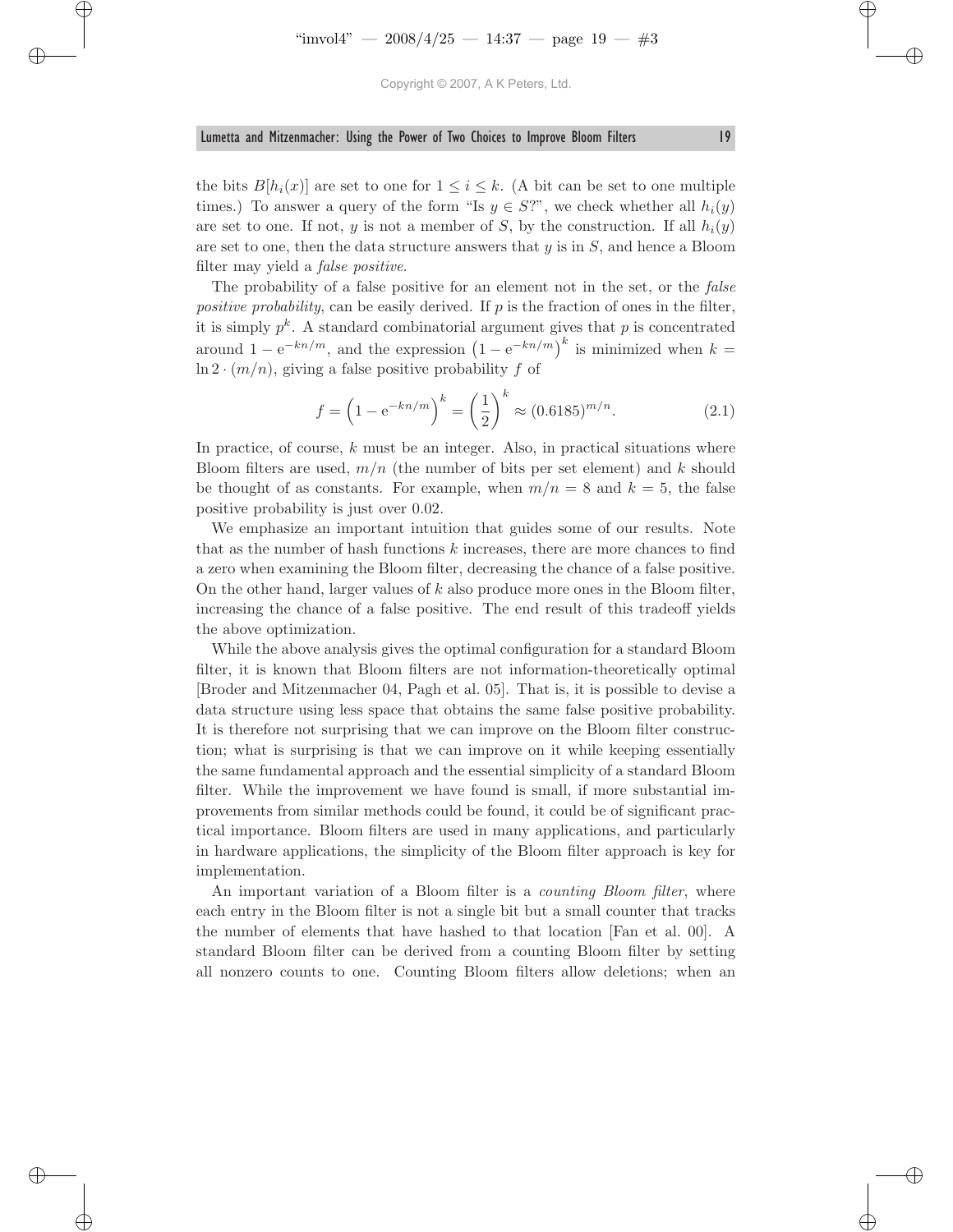the bits $B[h_i(x)]$ are set to one for $1 \leq i \leq k$. (A bit can be set to one multiple times.) To answer a query of the form "Is $y \in S$?", we check whether all $h_i(y)$ are set to one. If not, $y$ is not a member of $S$, by the construction. If all $h_i(y)$ are set to one, then the data structure answers that $y$ is in $S$, and hence a Bloom filter may yield a *false positive*.

The probability of a false positive for an element not in the set, or the *false positive probability*, can be easily derived. If $p$ is the fraction of ones in the filter, it is simply $p^k$. A standard combinatorial argument gives that $p$ is concentrated around $1 - \mathrm{e}^{-kn/m}$, and the expression $\left(1 - \mathrm{e}^{-kn/m}\right)^k$ is minimized when $k = \ln 2 \cdot (m/n)$, giving a false positive probability $f$ of

$$f = \left(1 - \mathrm{e}^{-kn/m}\right)^k = \left(\frac{1}{2}\right)^k \approx (0.6185)^{m/n}. \tag{2.1}$$

In practice, of course, $k$ must be an integer. Also, in practical situations where Bloom filters are used, $m/n$ (the number of bits per set element) and $k$ should be thought of as constants. For example, when $m/n = 8$ and $k = 5$, the false positive probability is just over 0.02.

We emphasize an important intuition that guides some of our results. Note that as the number of hash functions $k$ increases, there are more chances to find a zero when examining the Bloom filter, decreasing the chance of a false positive. On the other hand, larger values of $k$ also produce more ones in the Bloom filter, increasing the chance of a false positive. The end result of this tradeoff yields the above optimization.

While the above analysis gives the optimal configuration for a standard Bloom filter, it is known that Bloom filters are not information-theoretically optimal [Broder and Mitzenmacher 04, Pagh et al. 05]. That is, it is possible to devise a data structure using less space that obtains the same false positive probability. It is therefore not surprising that we can improve on the Bloom filter construction; what is surprising is that we can improve on it while keeping essentially the same fundamental approach and the essential simplicity of a standard Bloom filter. While the improvement we have found is small, if more substantial improvements from similar methods could be found, it could be of significant practical importance. Bloom filters are used in many applications, and particularly in hardware applications, the simplicity of the Bloom filter approach is key for implementation.

An important variation of a Bloom filter is a *counting Bloom filter*, where each entry in the Bloom filter is not a single bit but a small counter that tracks the number of elements that have hashed to that location [Fan et al. 00]. A standard Bloom filter can be derived from a counting Bloom filter by setting all nonzero counts to one. Counting Bloom filters allow deletions; when an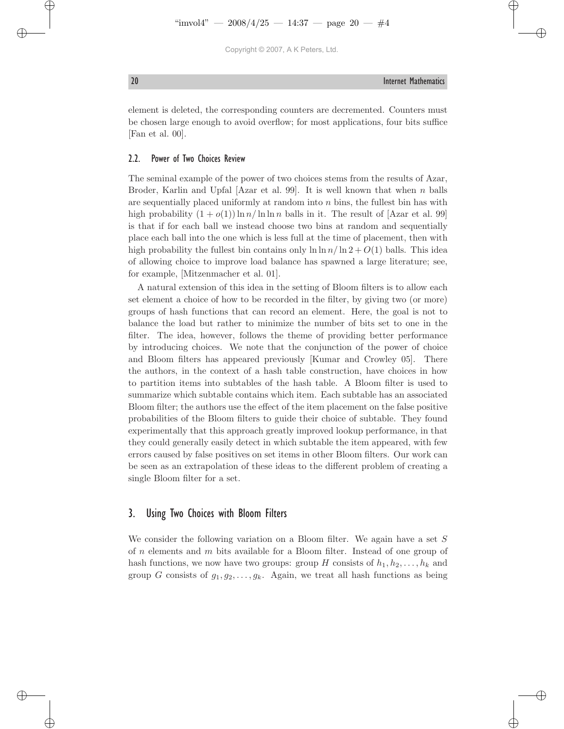element is deleted, the corresponding counters are decremented. Counters must be chosen large enough to avoid overflow; for most applications, four bits suffice [Fan et al. 00].

### 2.2. Power of Two Choices Review

The seminal example of the power of two choices stems from the results of Azar, Broder, Karlin and Upfal [Azar et al. 99]. It is well known that when $n$ balls are sequentially placed uniformly at random into $n$ bins, the fullest bin has with high probability $(1 + o(1)) \ln n / \ln \ln n$ balls in it. The result of [Azar et al. 99] is that if for each ball we instead choose two bins at random and sequentially place each ball into the one which is less full at the time of placement, then with high probability the fullest bin contains only $\ln \ln n / \ln 2 + O(1)$ balls. This idea of allowing choice to improve load balance has spawned a large literature; see, for example, [Mitzenmacher et al. 01].

A natural extension of this idea in the setting of Bloom filters is to allow each set element a choice of how to be recorded in the filter, by giving two (or more) groups of hash functions that can record an element. Here, the goal is not to balance the load but rather to minimize the number of bits set to one in the filter. The idea, however, follows the theme of providing better performance by introducing choices. We note that the conjunction of the power of choice and Bloom filters has appeared previously [Kumar and Crowley 05]. There the authors, in the context of a hash table construction, have choices in how to partition items into subtables of the hash table. A Bloom filter is used to summarize which subtable contains which item. Each subtable has an associated Bloom filter; the authors use the effect of the item placement on the false positive probabilities of the Bloom filters to guide their choice of subtable. They found experimentally that this approach greatly improved lookup performance, in that they could generally easily detect in which subtable the item appeared, with few errors caused by false positives on set items in other Bloom filters. Our work can be seen as an extrapolation of these ideas to the different problem of creating a single Bloom filter for a set.

## 3. Using Two Choices with Bloom Filters

We consider the following variation on a Bloom filter. We again have a set $S$ of $n$ elements and $m$ bits available for a Bloom filter. Instead of one group of hash functions, we now have two groups: group $H$ consists of $h_1, h_2, \ldots, h_k$ and group $G$ consists of $g_1, g_2, \ldots, g_k$. Again, we treat all hash functions as being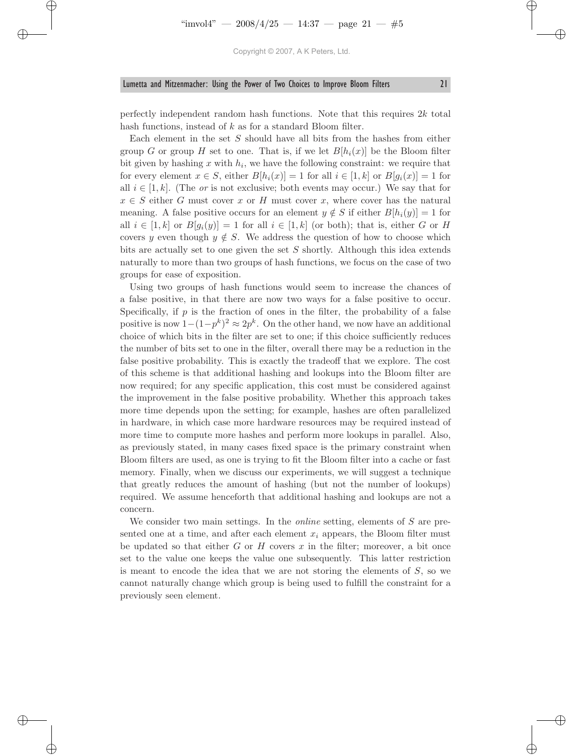perfectly independent random hash functions. Note that this requires $2k$ total hash functions, instead of $k$ as for a standard Bloom filter.

Each element in the set $S$ should have all bits from the hashes from either group $G$ or group $H$ set to one. That is, if we let $B[h_i(x)]$ be the Bloom filter bit given by hashing $x$ with $h_i$, we have the following constraint: we require that for every element $x \in S$, either $B[h_i(x)] = 1$ for all $i \in [1, k]$ or $B[g_i(x)] = 1$ for all $i \in [1, k]$. (The *or* is not exclusive; both events may occur.) We say that for $x \in S$ either $G$ must cover $x$ or $H$ must cover $x$, where cover has the natural meaning. A false positive occurs for an element $y \notin S$ if either $B[h_i(y)] = 1$ for all $i \in [1, k]$ or $B[g_i(y)] = 1$ for all $i \in [1, k]$ (or both); that is, either $G$ or $H$ covers $y$ even though $y \notin S$. We address the question of how to choose which bits are actually set to one given the set $S$ shortly. Although this idea extends naturally to more than two groups of hash functions, we focus on the case of two groups for ease of exposition.

Using two groups of hash functions would seem to increase the chances of a false positive, in that there are now two ways for a false positive to occur. Specifically, if $p$ is the fraction of ones in the filter, the probability of a false positive is now $1-(1-p^k)^2 \approx 2p^k$. On the other hand, we now have an additional choice of which bits in the filter are set to one; if this choice sufficiently reduces the number of bits set to one in the filter, overall there may be a reduction in the false positive probability. This is exactly the tradeoff that we explore. The cost of this scheme is that additional hashing and lookups into the Bloom filter are now required; for any specific application, this cost must be considered against the improvement in the false positive probability. Whether this approach takes more time depends upon the setting; for example, hashes are often parallelized in hardware, in which case more hardware resources may be required instead of more time to compute more hashes and perform more lookups in parallel. Also, as previously stated, in many cases fixed space is the primary constraint when Bloom filters are used, as one is trying to fit the Bloom filter into a cache or fast memory. Finally, when we discuss our experiments, we will suggest a technique that greatly reduces the amount of hashing (but not the number of lookups) required. We assume henceforth that additional hashing and lookups are not a concern.

We consider two main settings. In the *online* setting, elements of $S$ are presented one at a time, and after each element $x_i$ appears, the Bloom filter must be updated so that either $G$ or $H$ covers $x$ in the filter; moreover, a bit once set to the value one keeps the value one subsequently. This latter restriction is meant to encode the idea that we are not storing the elements of $S$, so we cannot naturally change which group is being used to fulfill the constraint for a previously seen element.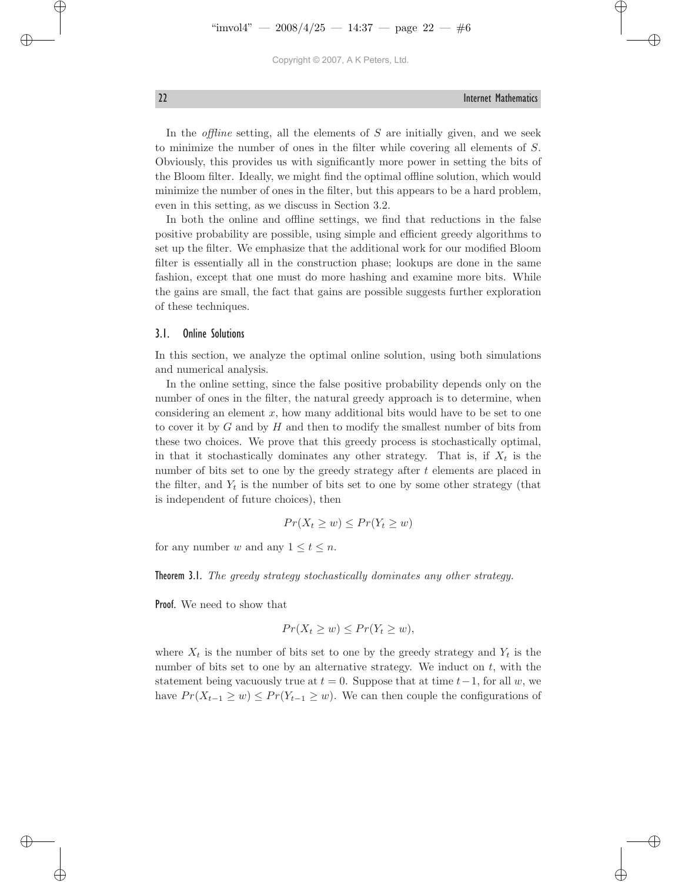In the *offline* setting, all the elements of $S$ are initially given, and we seek to minimize the number of ones in the filter while covering all elements of $S$. Obviously, this provides us with significantly more power in setting the bits of the Bloom filter. Ideally, we might find the optimal offline solution, which would minimize the number of ones in the filter, but this appears to be a hard problem, even in this setting, as we discuss in Section 3.2.

In both the online and offline settings, we find that reductions in the false positive probability are possible, using simple and efficient greedy algorithms to set up the filter. We emphasize that the additional work for our modified Bloom filter is essentially all in the construction phase; lookups are done in the same fashion, except that one must do more hashing and examine more bits. While the gains are small, the fact that gains are possible suggests further exploration of these techniques.

### 3.1. Online Solutions

In this section, we analyze the optimal online solution, using both simulations and numerical analysis.

In the online setting, since the false positive probability depends only on the number of ones in the filter, the natural greedy approach is to determine, when considering an element $x$, how many additional bits would have to be set to one to cover it by $G$ and by $H$ and then to modify the smallest number of bits from these two choices. We prove that this greedy process is stochastically optimal, in that it stochastically dominates any other strategy. That is, if $X_t$ is the number of bits set to one by the greedy strategy after $t$ elements are placed in the filter, and $Y_t$ is the number of bits set to one by some other strategy (that is independent of future choices), then

$$Pr(X_t \geq w) \leq Pr(Y_t \geq w)$$

for any number $w$ and any $1 \leq t \leq n$.

**Theorem 3.1.** *The greedy strategy stochastically dominates any other strategy.*

**Proof.** We need to show that

$$Pr(X_t \geq w) \leq Pr(Y_t \geq w),$$

where $X_t$ is the number of bits set to one by the greedy strategy and $Y_t$ is the number of bits set to one by an alternative strategy. We induct on $t$, with the statement being vacuously true at $t = 0$. Suppose that at time $t-1$, for all $w$, we have $Pr(X_{t-1} \geq w) \leq Pr(Y_{t-1} \geq w)$. We can then couple the configurations of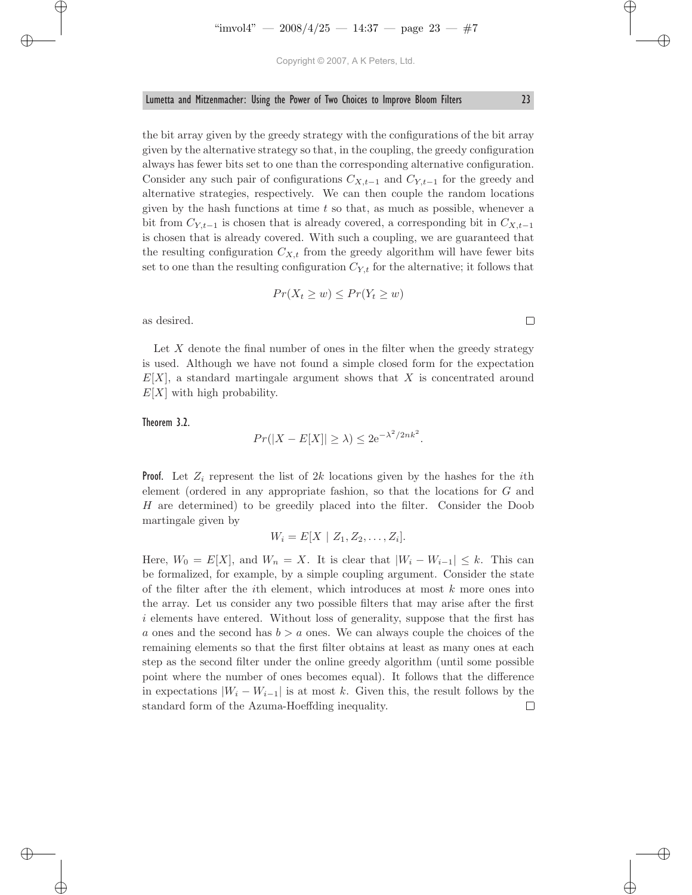the bit array given by the greedy strategy with the configurations of the bit array given by the alternative strategy so that, in the coupling, the greedy configuration always has fewer bits set to one than the corresponding alternative configuration. Consider any such pair of configurations $C_{X,t-1}$ and $C_{Y,t-1}$ for the greedy and alternative strategies, respectively. We can then couple the random locations given by the hash functions at time $t$ so that, as much as possible, whenever a bit from $C_{Y,t-1}$ is chosen that is already covered, a corresponding bit in $C_{X,t-1}$ is chosen that is already covered. With such a coupling, we are guaranteed that the resulting configuration $C_{X,t}$ from the greedy algorithm will have fewer bits set to one than the resulting configuration $C_{Y,t}$ for the alternative; it follows that

$$Pr(X_t \geq w) \leq Pr(Y_t \geq w)$$

as desired. □

Let $X$ denote the final number of ones in the filter when the greedy strategy is used. Although we have not found a simple closed form for the expectation $E[X]$, a standard martingale argument shows that $X$ is concentrated around $E[X]$ with high probability.

**Theorem 3.2.**

$$Pr(|X - E[X]| \geq \lambda) \leq 2e^{-\lambda^2/2nk^2}.$$

**Proof.** Let $Z_i$ represent the list of $2k$ locations given by the hashes for the $i$th element (ordered in any appropriate fashion, so that the locations for $G$ and $H$ are determined) to be greedily placed into the filter. Consider the Doob martingale given by

$$W_i = E[X \mid Z_1, Z_2, \ldots, Z_i].$$

Here, $W_0 = E[X]$, and $W_n = X$. It is clear that $|W_i - W_{i-1}| \leq k$. This can be formalized, for example, by a simple coupling argument. Consider the state of the filter after the $i$th element, which introduces at most $k$ more ones into the array. Let us consider any two possible filters that may arise after the first $i$ elements have entered. Without loss of generality, suppose that the first has $a$ ones and the second has $b > a$ ones. We can always couple the choices of the remaining elements so that the first filter obtains at least as many ones at each step as the second filter under the online greedy algorithm (until some possible point where the number of ones becomes equal). It follows that the difference in expectations $|W_i - W_{i-1}|$ is at most $k$. Given this, the result follows by the standard form of the Azuma-Hoeffding inequality. □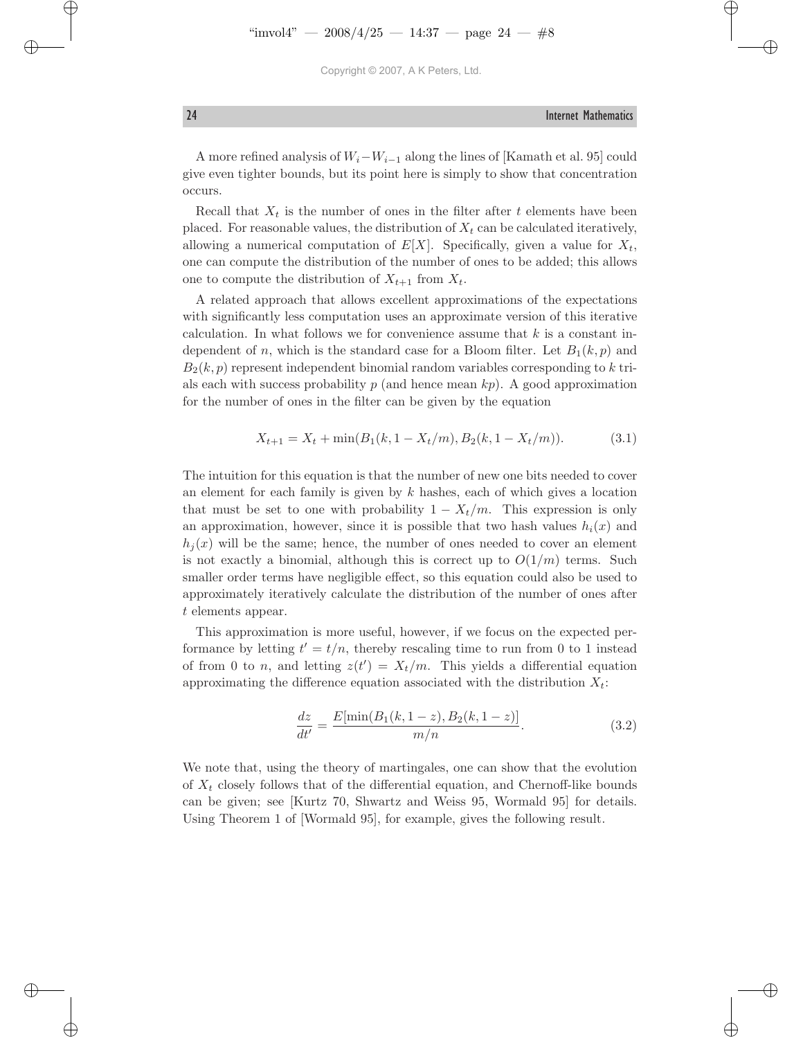A more refined analysis of $W_i - W_{i-1}$ along the lines of [Kamath et al. 95] could give even tighter bounds, but its point here is simply to show that concentration occurs.

Recall that $X_t$ is the number of ones in the filter after $t$ elements have been placed. For reasonable values, the distribution of $X_t$ can be calculated iteratively, allowing a numerical computation of $E[X]$. Specifically, given a value for $X_t$, one can compute the distribution of the number of ones to be added; this allows one to compute the distribution of $X_{t+1}$ from $X_t$.

A related approach that allows excellent approximations of the expectations with significantly less computation uses an approximate version of this iterative calculation. In what follows we for convenience assume that $k$ is a constant independent of $n$, which is the standard case for a Bloom filter. Let $B_1(k,p)$ and $B_2(k,p)$ represent independent binomial random variables corresponding to $k$ trials each with success probability $p$ (and hence mean $kp$). A good approximation for the number of ones in the filter can be given by the equation

$$X_{t+1} = X_t + \min(B_1(k, 1 - X_t/m), B_2(k, 1 - X_t/m)). \tag{3.1}$$

The intuition for this equation is that the number of new one bits needed to cover an element for each family is given by $k$ hashes, each of which gives a location that must be set to one with probability $1 - X_t/m$. This expression is only an approximation, however, since it is possible that two hash values $h_i(x)$ and $h_j(x)$ will be the same; hence, the number of ones needed to cover an element is not exactly a binomial, although this is correct up to $O(1/m)$ terms. Such smaller order terms have negligible effect, so this equation could also be used to approximately iteratively calculate the distribution of the number of ones after $t$ elements appear.

This approximation is more useful, however, if we focus on the expected performance by letting $t' = t/n$, thereby rescaling time to run from 0 to 1 instead of from 0 to $n$, and letting $z(t') = X_t/m$. This yields a differential equation approximating the difference equation associated with the distribution $X_t$:

$$\frac{dz}{dt'} = \frac{E[\min(B_1(k, 1-z), B_2(k, 1-z)]}{m/n}. \tag{3.2}$$

We note that, using the theory of martingales, one can show that the evolution of $X_t$ closely follows that of the differential equation, and Chernoff-like bounds can be given; see [Kurtz 70, Shwartz and Weiss 95, Wormald 95] for details. Using Theorem 1 of [Wormald 95], for example, gives the following result.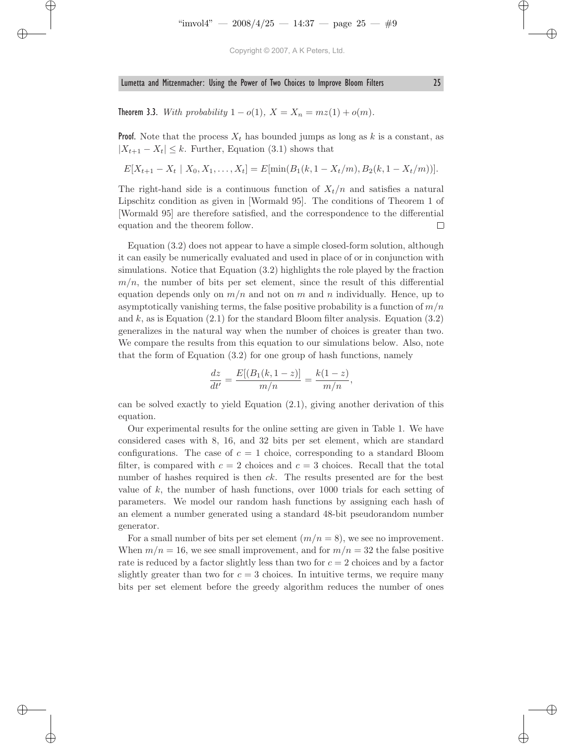**Theorem 3.3.** *With probability* $1 - o(1)$*,* $X = X_n = mz(1) + o(m)$*.*

**Proof.** Note that the process $X_t$ has bounded jumps as long as $k$ is a constant, as $|X_{t+1} - X_t| \leq k$. Further, Equation (3.1) shows that

$$E[X_{t+1} - X_t \mid X_0, X_1, \ldots, X_t] = E[\min(B_1(k, 1 - X_t/m), B_2(k, 1 - X_t/m))].$$

The right-hand side is a continuous function of $X_t/n$ and satisfies a natural Lipschitz condition as given in [Wormald 95]. The conditions of Theorem 1 of [Wormald 95] are therefore satisfied, and the correspondence to the differential equation and the theorem follow. □

Equation (3.2) does not appear to have a simple closed-form solution, although it can easily be numerically evaluated and used in place of or in conjunction with simulations. Notice that Equation (3.2) highlights the role played by the fraction $m/n$, the number of bits per set element, since the result of this differential equation depends only on $m/n$ and not on $m$ and $n$ individually. Hence, up to asymptotically vanishing terms, the false positive probability is a function of $m/n$ and $k$, as is Equation (2.1) for the standard Bloom filter analysis. Equation (3.2) generalizes in the natural way when the number of choices is greater than two. We compare the results from this equation to our simulations below. Also, note that the form of Equation (3.2) for one group of hash functions, namely

$$\frac{dz}{dt'} = \frac{E[(B_1(k, 1 - z)]}{m/n} = \frac{k(1 - z)}{m/n},$$

can be solved exactly to yield Equation (2.1), giving another derivation of this equation.

Our experimental results for the online setting are given in Table 1. We have considered cases with 8, 16, and 32 bits per set element, which are standard configurations. The case of $c = 1$ choice, corresponding to a standard Bloom filter, is compared with $c = 2$ choices and $c = 3$ choices. Recall that the total number of hashes required is then $ck$. The results presented are for the best value of $k$, the number of hash functions, over 1000 trials for each setting of parameters. We model our random hash functions by assigning each hash of an element a number generated using a standard 48-bit pseudorandom number generator.

For a small number of bits per set element ($m/n = 8$), we see no improvement. When $m/n = 16$, we see small improvement, and for $m/n = 32$ the false positive rate is reduced by a factor slightly less than two for $c = 2$ choices and by a factor slightly greater than two for $c = 3$ choices. In intuitive terms, we require many bits per set element before the greedy algorithm reduces the number of ones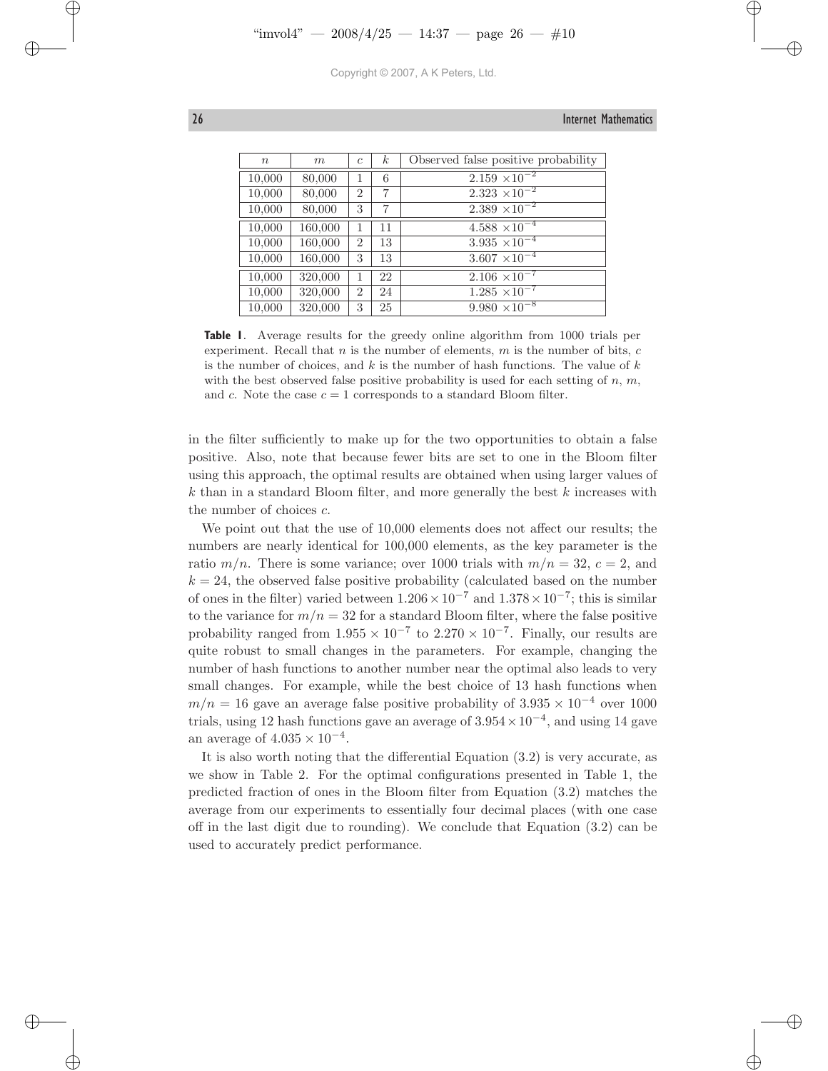| $n$ | $m$ | $c$ | $k$ | Observed false positive probability |
|---|---|---|---|---|
| 10,000 | 80,000 | 1 | 6 | $2.159 \times 10^{-2}$ |
| 10,000 | 80,000 | 2 | 7 | $2.323 \times 10^{-2}$ |
| 10,000 | 80,000 | 3 | 7 | $2.389 \times 10^{-2}$ |
| 10,000 | 160,000 | 1 | 11 | $4.588 \times 10^{-4}$ |
| 10,000 | 160,000 | 2 | 13 | $3.935 \times 10^{-4}$ |
| 10,000 | 160,000 | 3 | 13 | $3.607 \times 10^{-4}$ |
| 10,000 | 320,000 | 1 | 22 | $2.106 \times 10^{-7}$ |
| 10,000 | 320,000 | 2 | 24 | $1.285 \times 10^{-7}$ |
| 10,000 | 320,000 | 3 | 25 | $9.980 \times 10^{-8}$ |

**Table 1**. Average results for the greedy online algorithm from 1000 trials per experiment. Recall that $n$ is the number of elements, $m$ is the number of bits, $c$ is the number of choices, and $k$ is the number of hash functions. The value of $k$ with the best observed false positive probability is used for each setting of $n$, $m$, and $c$. Note the case $c = 1$ corresponds to a standard Bloom filter.

in the filter sufficiently to make up for the two opportunities to obtain a false positive. Also, note that because fewer bits are set to one in the Bloom filter using this approach, the optimal results are obtained when using larger values of $k$ than in a standard Bloom filter, and more generally the best $k$ increases with the number of choices $c$.

We point out that the use of 10,000 elements does not affect our results; the numbers are nearly identical for 100,000 elements, as the key parameter is the ratio $m/n$. There is some variance; over 1000 trials with $m/n = 32$, $c = 2$, and $k = 24$, the observed false positive probability (calculated based on the number of ones in the filter) varied between $1.206 \times 10^{-7}$ and $1.378 \times 10^{-7}$; this is similar to the variance for $m/n = 32$ for a standard Bloom filter, where the false positive probability ranged from $1.955 \times 10^{-7}$ to $2.270 \times 10^{-7}$. Finally, our results are quite robust to small changes in the parameters. For example, changing the number of hash functions to another number near the optimal also leads to very small changes. For example, while the best choice of 13 hash functions when $m/n = 16$ gave an average false positive probability of $3.935 \times 10^{-4}$ over 1000 trials, using 12 hash functions gave an average of $3.954 \times 10^{-4}$, and using 14 gave an average of $4.035 \times 10^{-4}$.

It is also worth noting that the differential Equation (3.2) is very accurate, as we show in Table 2. For the optimal configurations presented in Table 1, the predicted fraction of ones in the Bloom filter from Equation (3.2) matches the average from our experiments to essentially four decimal places (with one case off in the last digit due to rounding). We conclude that Equation (3.2) can be used to accurately predict performance.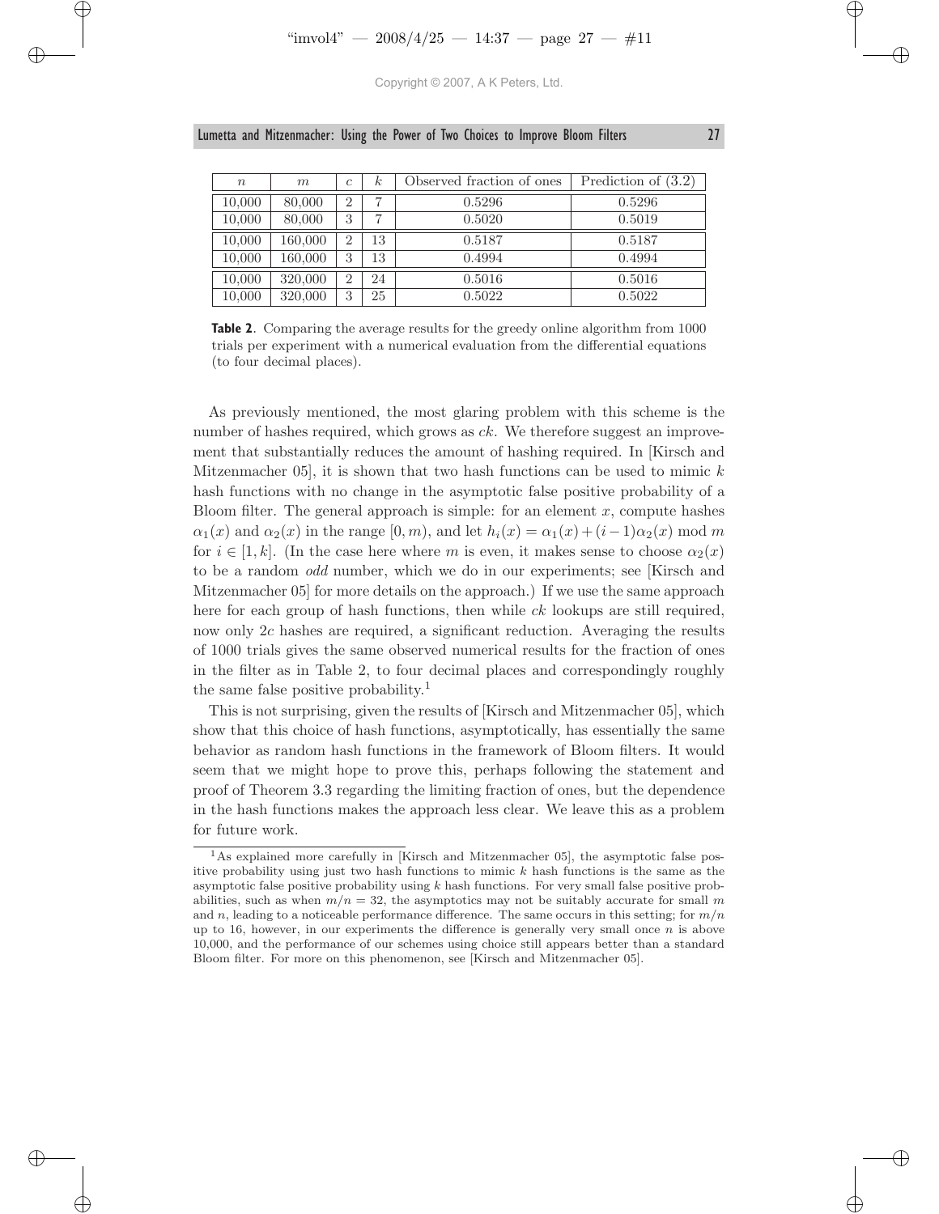| $n$ | $m$ | $c$ | $k$ | Observed fraction of ones | Prediction of (3.2) |
|---|---|---|---|---|---|
| 10,000 | 80,000 | 2 | 7 | 0.5296 | 0.5296 |
| 10,000 | 80,000 | 3 | 7 | 0.5020 | 0.5019 |
| 10,000 | 160,000 | 2 | 13 | 0.5187 | 0.5187 |
| 10,000 | 160,000 | 3 | 13 | 0.4994 | 0.4994 |
| 10,000 | 320,000 | 2 | 24 | 0.5016 | 0.5016 |
| 10,000 | 320,000 | 3 | 25 | 0.5022 | 0.5022 |

**Table 2**. Comparing the average results for the greedy online algorithm from 1000 trials per experiment with a numerical evaluation from the differential equations (to four decimal places).

As previously mentioned, the most glaring problem with this scheme is the number of hashes required, which grows as $ck$. We therefore suggest an improvement that substantially reduces the amount of hashing required. In [Kirsch and Mitzenmacher 05], it is shown that two hash functions can be used to mimic $k$ hash functions with no change in the asymptotic false positive probability of a Bloom filter. The general approach is simple: for an element $x$, compute hashes $\alpha_1(x)$ and $\alpha_2(x)$ in the range $[0, m)$, and let $h_i(x) = \alpha_1(x) + (i-1)\alpha_2(x) \bmod m$ for $i \in [1, k]$. (In the case here where $m$ is even, it makes sense to choose $\alpha_2(x)$ to be a random *odd* number, which we do in our experiments; see [Kirsch and Mitzenmacher 05] for more details on the approach.) If we use the same approach here for each group of hash functions, then while $ck$ lookups are still required, now only $2c$ hashes are required, a significant reduction. Averaging the results of 1000 trials gives the same observed numerical results for the fraction of ones in the filter as in Table 2, to four decimal places and correspondingly roughly the same false positive probability.[1]

This is not surprising, given the results of [Kirsch and Mitzenmacher 05], which show that this choice of hash functions, asymptotically, has essentially the same behavior as random hash functions in the framework of Bloom filters. It would seem that we might hope to prove this, perhaps following the statement and proof of Theorem 3.3 regarding the limiting fraction of ones, but the dependence in the hash functions makes the approach less clear. We leave this as a problem for future work.

[1] As explained more carefully in [Kirsch and Mitzenmacher 05], the asymptotic false positive probability using just two hash functions to mimic $k$ hash functions is the same as the asymptotic false positive probability using $k$ hash functions. For very small false positive probabilities, such as when $m/n = 32$, the asymptotics may not be suitably accurate for small $m$ and $n$, leading to a noticeable performance difference. The same occurs in this setting; for $m/n$ up to 16, however, in our experiments the difference is generally very small once $n$ is above 10,000, and the performance of our schemes using choice still appears better than a standard Bloom filter. For more on this phenomenon, see [Kirsch and Mitzenmacher 05].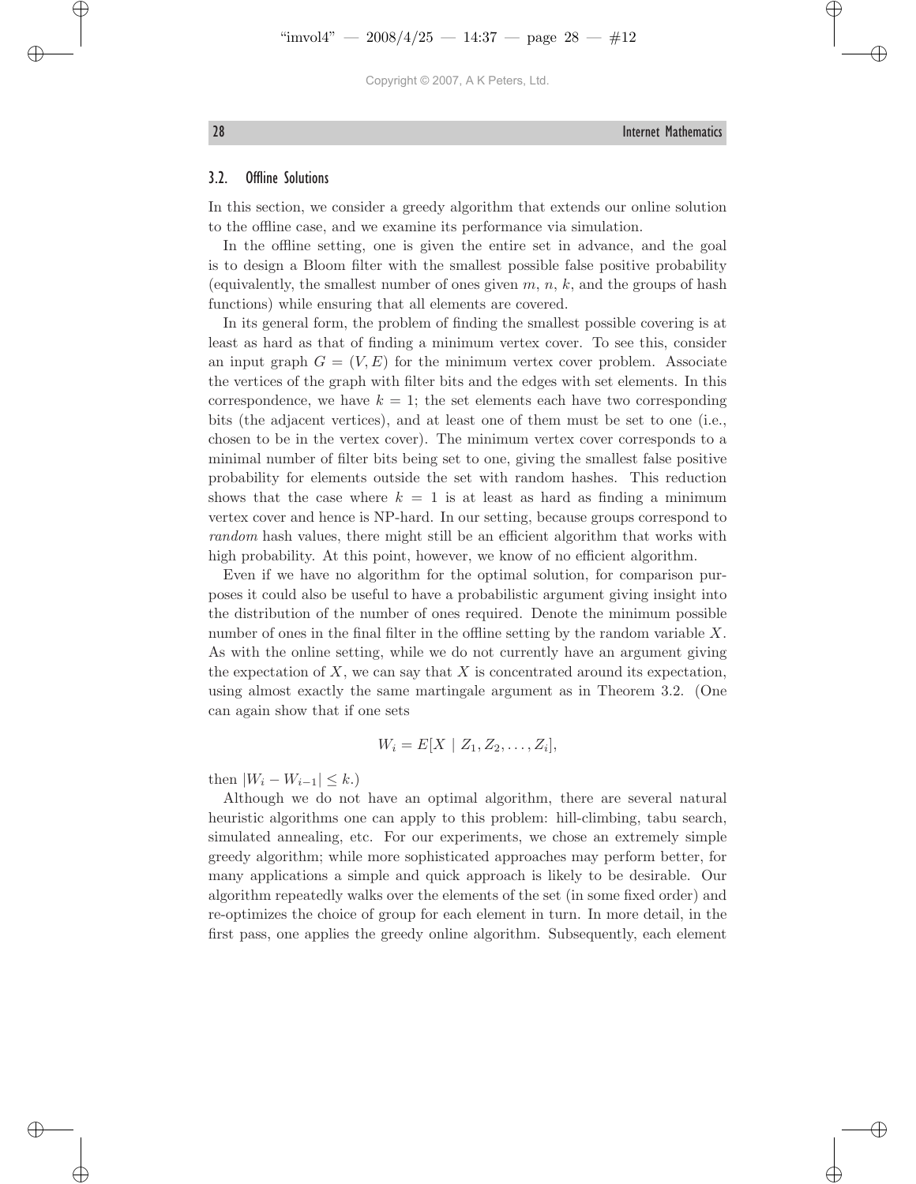### 3.2. Offline Solutions

In this section, we consider a greedy algorithm that extends our online solution to the offline case, and we examine its performance via simulation.

In the offline setting, one is given the entire set in advance, and the goal is to design a Bloom filter with the smallest possible false positive probability (equivalently, the smallest number of ones given $m$, $n$, $k$, and the groups of hash functions) while ensuring that all elements are covered.

In its general form, the problem of finding the smallest possible covering is at least as hard as that of finding a minimum vertex cover. To see this, consider an input graph $G = (V, E)$ for the minimum vertex cover problem. Associate the vertices of the graph with filter bits and the edges with set elements. In this correspondence, we have $k = 1$; the set elements each have two corresponding bits (the adjacent vertices), and at least one of them must be set to one (i.e., chosen to be in the vertex cover). The minimum vertex cover corresponds to a minimal number of filter bits being set to one, giving the smallest false positive probability for elements outside the set with random hashes. This reduction shows that the case where $k = 1$ is at least as hard as finding a minimum vertex cover and hence is NP-hard. In our setting, because groups correspond to *random* hash values, there might still be an efficient algorithm that works with high probability. At this point, however, we know of no efficient algorithm.

Even if we have no algorithm for the optimal solution, for comparison purposes it could also be useful to have a probabilistic argument giving insight into the distribution of the number of ones required. Denote the minimum possible number of ones in the final filter in the offline setting by the random variable $X$. As with the online setting, while we do not currently have an argument giving the expectation of $X$, we can say that $X$ is concentrated around its expectation, using almost exactly the same martingale argument as in Theorem 3.2. (One can again show that if one sets

$$W_i = E[X \mid Z_1, Z_2, \ldots, Z_i],$$

then $|W_i - W_{i-1}| \leq k$.)

Although we do not have an optimal algorithm, there are several natural heuristic algorithms one can apply to this problem: hill-climbing, tabu search, simulated annealing, etc. For our experiments, we chose an extremely simple greedy algorithm; while more sophisticated approaches may perform better, for many applications a simple and quick approach is likely to be desirable. Our algorithm repeatedly walks over the elements of the set (in some fixed order) and re-optimizes the choice of group for each element in turn. In more detail, in the first pass, one applies the greedy online algorithm. Subsequently, each element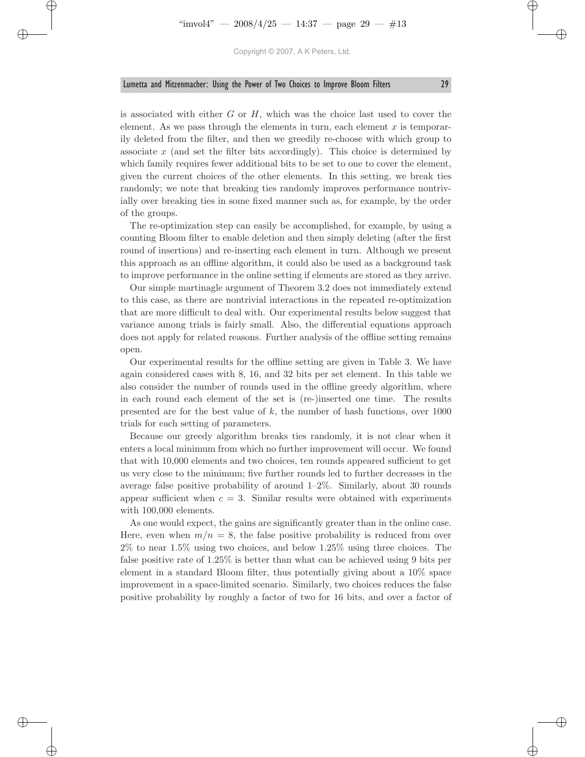is associated with either $G$ or $H$, which was the choice last used to cover the element. As we pass through the elements in turn, each element $x$ is temporarily deleted from the filter, and then we greedily re-choose with which group to associate $x$ (and set the filter bits accordingly). This choice is determined by which family requires fewer additional bits to be set to one to cover the element, given the current choices of the other elements. In this setting, we break ties randomly; we note that breaking ties randomly improves performance nontrivially over breaking ties in some fixed manner such as, for example, by the order of the groups.

The re-optimization step can easily be accomplished, for example, by using a counting Bloom filter to enable deletion and then simply deleting (after the first round of insertions) and re-inserting each element in turn. Although we present this approach as an offline algorithm, it could also be used as a background task to improve performance in the online setting if elements are stored as they arrive.

Our simple martinagle argument of Theorem 3.2 does not immediately extend to this case, as there are nontrivial interactions in the repeated re-optimization that are more difficult to deal with. Our experimental results below suggest that variance among trials is fairly small. Also, the differential equations approach does not apply for related reasons. Further analysis of the offline setting remains open.

Our experimental results for the offline setting are given in Table 3. We have again considered cases with 8, 16, and 32 bits per set element. In this table we also consider the number of rounds used in the offline greedy algorithm, where in each round each element of the set is (re-)inserted one time. The results presented are for the best value of $k$, the number of hash functions, over 1000 trials for each setting of parameters.

Because our greedy algorithm breaks ties randomly, it is not clear when it enters a local minimum from which no further improvement will occur. We found that with 10,000 elements and two choices, ten rounds appeared sufficient to get us very close to the minimum; five further rounds led to further decreases in the average false positive probability of around 1–2%. Similarly, about 30 rounds appear sufficient when $c = 3$. Similar results were obtained with experiments with 100,000 elements.

As one would expect, the gains are significantly greater than in the online case. Here, even when $m/n = 8$, the false positive probability is reduced from over 2% to near 1.5% using two choices, and below 1.25% using three choices. The false positive rate of 1.25% is better than what can be achieved using 9 bits per element in a standard Bloom filter, thus potentially giving about a 10% space improvement in a space-limited scenario. Similarly, two choices reduces the false positive probability by roughly a factor of two for 16 bits, and over a factor of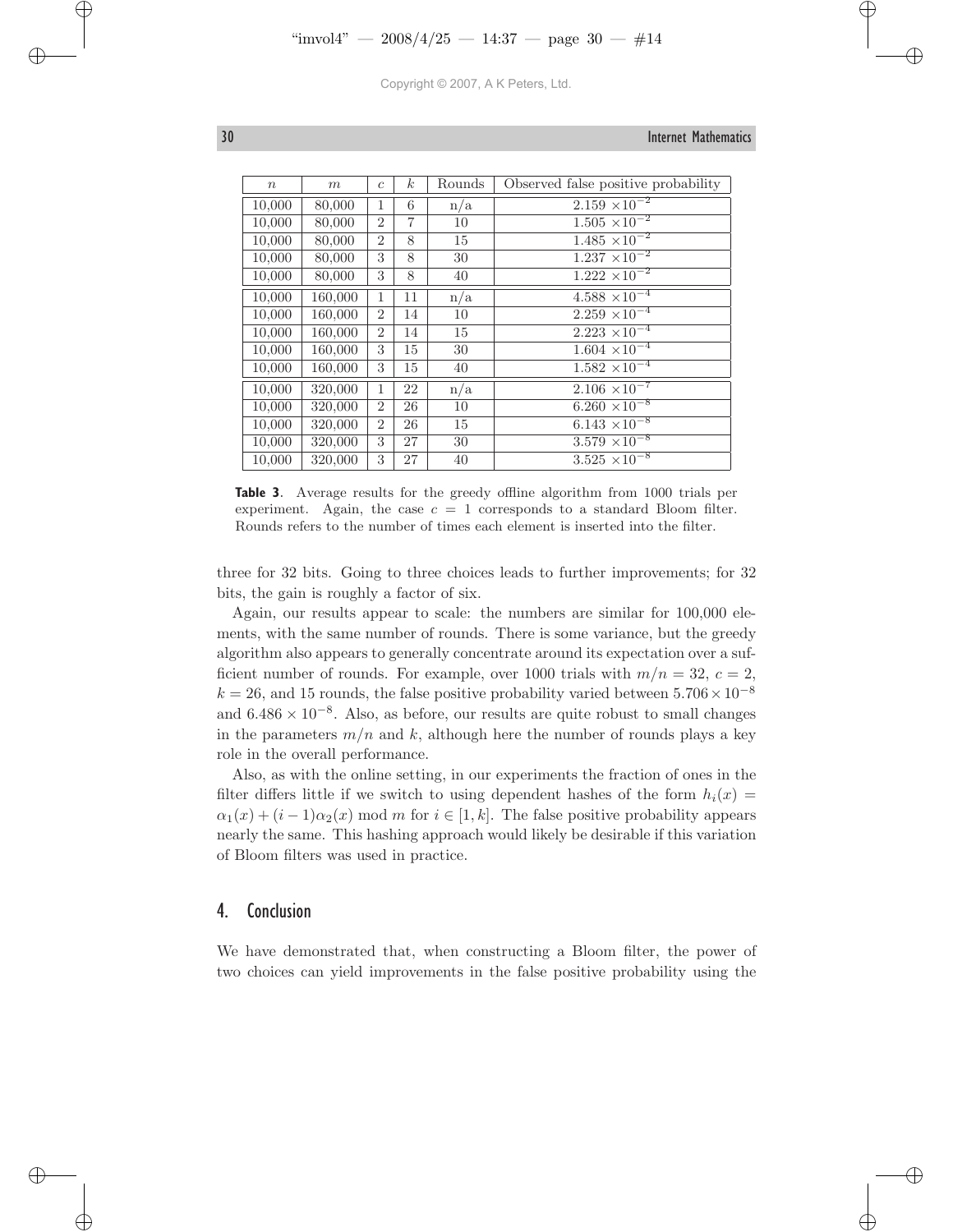| $n$ | $m$ | $c$ | $k$ | Rounds | Observed false positive probability |
|---|---|---|---|---|---|
| 10,000 | 80,000 | 1 | 6 | n/a | $2.159 \times 10^{-2}$ |
| 10,000 | 80,000 | 2 | 7 | 10 | $1.505 \times 10^{-2}$ |
| 10,000 | 80,000 | 2 | 8 | 15 | $1.485 \times 10^{-2}$ |
| 10,000 | 80,000 | 3 | 8 | 30 | $1.237 \times 10^{-2}$ |
| 10,000 | 80,000 | 3 | 8 | 40 | $1.222 \times 10^{-2}$ |
| 10,000 | 160,000 | 1 | 11 | n/a | $4.588 \times 10^{-4}$ |
| 10,000 | 160,000 | 2 | 14 | 10 | $2.259 \times 10^{-4}$ |
| 10,000 | 160,000 | 2 | 14 | 15 | $2.223 \times 10^{-4}$ |
| 10,000 | 160,000 | 3 | 15 | 30 | $1.604 \times 10^{-4}$ |
| 10,000 | 160,000 | 3 | 15 | 40 | $1.582 \times 10^{-4}$ |
| 10,000 | 320,000 | 1 | 22 | n/a | $2.106 \times 10^{-7}$ |
| 10,000 | 320,000 | 2 | 26 | 10 | $6.260 \times 10^{-8}$ |
| 10,000 | 320,000 | 2 | 26 | 15 | $6.143 \times 10^{-8}$ |
| 10,000 | 320,000 | 3 | 27 | 30 | $3.579 \times 10^{-8}$ |
| 10,000 | 320,000 | 3 | 27 | 40 | $3.525 \times 10^{-8}$ |

**Table 3**. Average results for the greedy offline algorithm from 1000 trials per experiment. Again, the case $c = 1$ corresponds to a standard Bloom filter. Rounds refers to the number of times each element is inserted into the filter.

three for 32 bits. Going to three choices leads to further improvements; for 32 bits, the gain is roughly a factor of six.

Again, our results appear to scale: the numbers are similar for 100,000 elements, with the same number of rounds. There is some variance, but the greedy algorithm also appears to generally concentrate around its expectation over a sufficient number of rounds. For example, over 1000 trials with $m/n = 32$, $c = 2$, $k = 26$, and 15 rounds, the false positive probability varied between $5.706 \times 10^{-8}$ and $6.486 \times 10^{-8}$. Also, as before, our results are quite robust to small changes in the parameters $m/n$ and $k$, although here the number of rounds plays a key role in the overall performance.

Also, as with the online setting, in our experiments the fraction of ones in the filter differs little if we switch to using dependent hashes of the form $h_i(x) = \alpha_1(x) + (i-1)\alpha_2(x) \bmod m$ for $i \in [1, k]$. The false positive probability appears nearly the same. This hashing approach would likely be desirable if this variation of Bloom filters was used in practice.

## 4. Conclusion

We have demonstrated that, when constructing a Bloom filter, the power of two choices can yield improvements in the false positive probability using the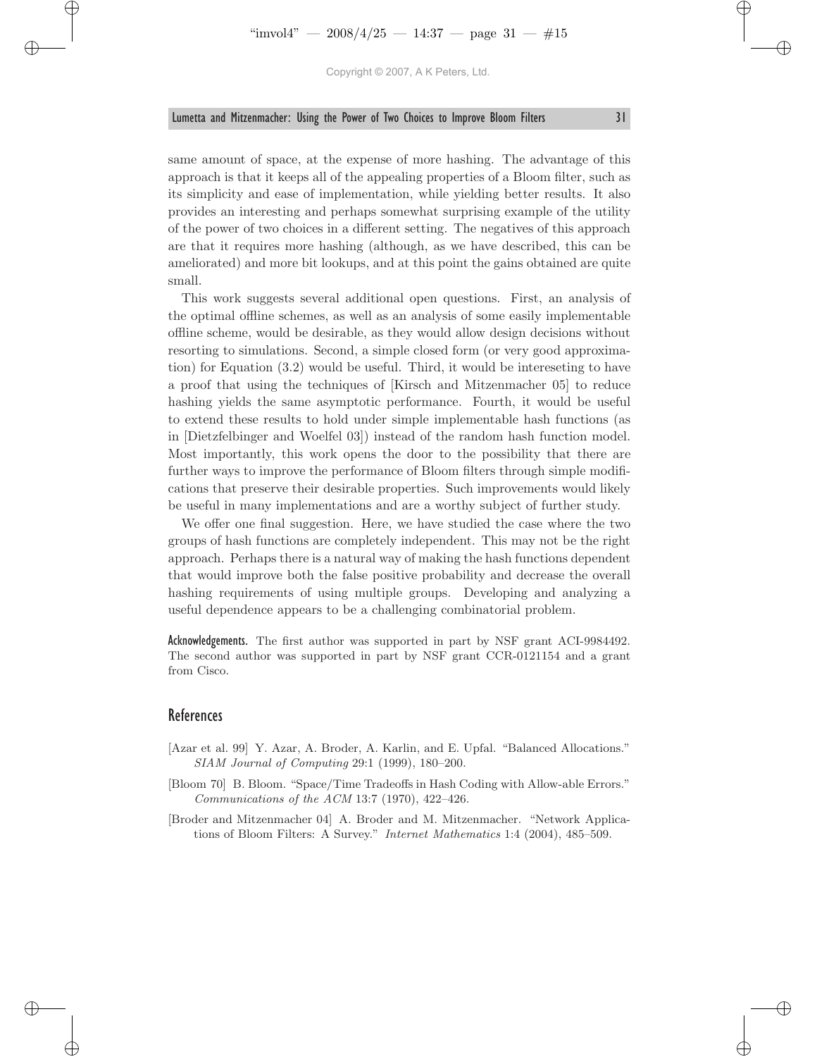same amount of space, at the expense of more hashing. The advantage of this approach is that it keeps all of the appealing properties of a Bloom filter, such as its simplicity and ease of implementation, while yielding better results. It also provides an interesting and perhaps somewhat surprising example of the utility of the power of two choices in a different setting. The negatives of this approach are that it requires more hashing (although, as we have described, this can be ameliorated) and more bit lookups, and at this point the gains obtained are quite small.

This work suggests several additional open questions. First, an analysis of the optimal offline schemes, as well as an analysis of some easily implementable offline scheme, would be desirable, as they would allow design decisions without resorting to simulations. Second, a simple closed form (or very good approximation) for Equation (3.2) would be useful. Third, it would be intereseting to have a proof that using the techniques of [Kirsch and Mitzenmacher 05] to reduce hashing yields the same asymptotic performance. Fourth, it would be useful to extend these results to hold under simple implementable hash functions (as in [Dietzfelbinger and Woelfel 03]) instead of the random hash function model. Most importantly, this work opens the door to the possibility that there are further ways to improve the performance of Bloom filters through simple modifications that preserve their desirable properties. Such improvements would likely be useful in many implementations and are a worthy subject of further study.

We offer one final suggestion. Here, we have studied the case where the two groups of hash functions are completely independent. This may not be the right approach. Perhaps there is a natural way of making the hash functions dependent that would improve both the false positive probability and decrease the overall hashing requirements of using multiple groups. Developing and analyzing a useful dependence appears to be a challenging combinatorial problem.

**Acknowledgements.** The first author was supported in part by NSF grant ACI-9984492. The second author was supported in part by NSF grant CCR-0121154 and a grant from Cisco.

## References

[Azar et al. 99] Y. Azar, A. Broder, A. Karlin, and E. Upfal. "Balanced Allocations." *SIAM Journal of Computing* 29:1 (1999), 180–200.

[Bloom 70] B. Bloom. "Space/Time Tradeoffs in Hash Coding with Allow-able Errors." *Communications of the ACM* 13:7 (1970), 422–426.

[Broder and Mitzenmacher 04] A. Broder and M. Mitzenmacher. "Network Applications of Bloom Filters: A Survey." *Internet Mathematics* 1:4 (2004), 485–509.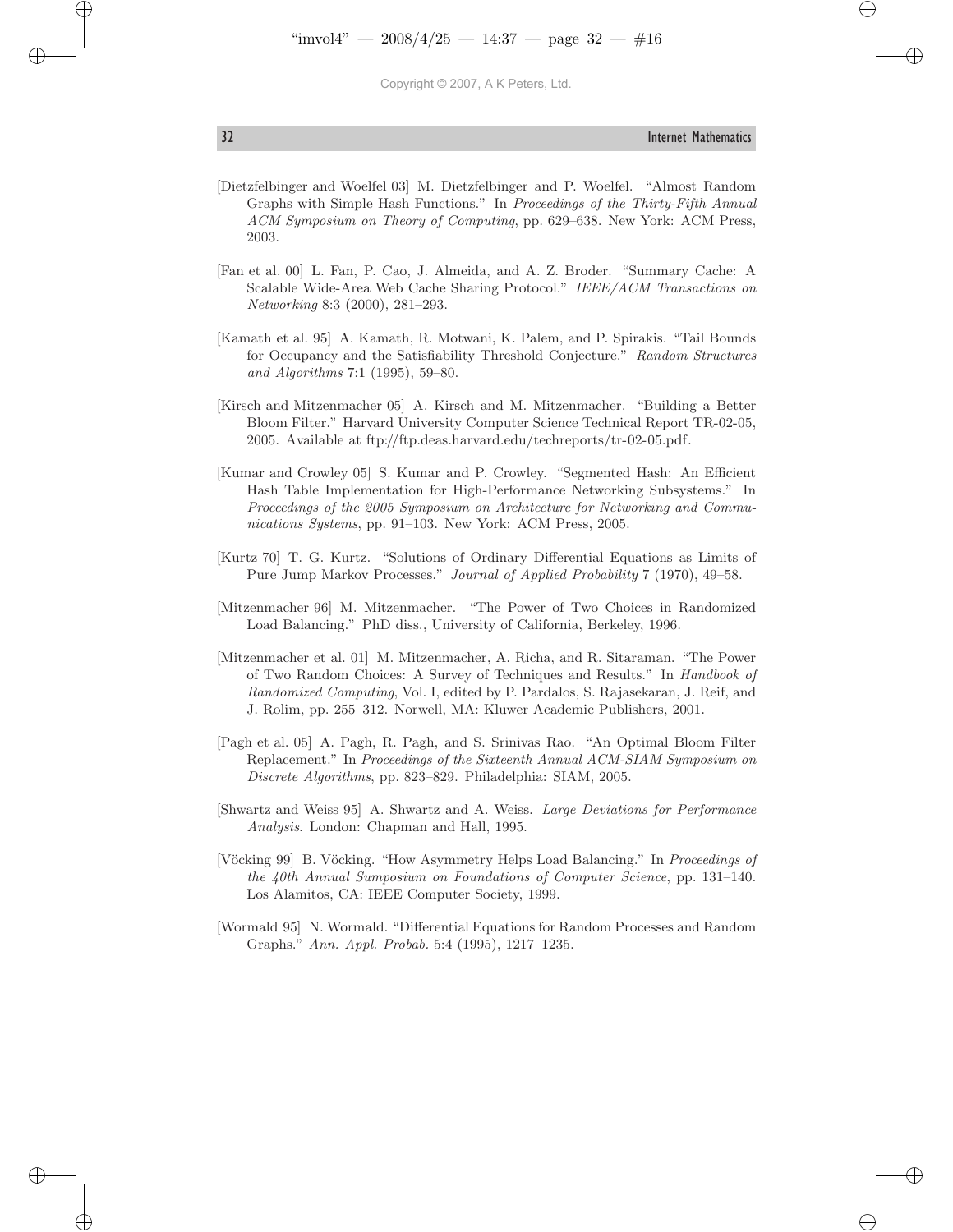[Dietzfelbinger and Woelfel 03] M. Dietzfelbinger and P. Woelfel. "Almost Random Graphs with Simple Hash Functions." In *Proceedings of the Thirty-Fifth Annual ACM Symposium on Theory of Computing*, pp. 629–638. New York: ACM Press, 2003.

[Fan et al. 00] L. Fan, P. Cao, J. Almeida, and A. Z. Broder. "Summary Cache: A Scalable Wide-Area Web Cache Sharing Protocol." *IEEE/ACM Transactions on Networking* 8:3 (2000), 281–293.

[Kamath et al. 95] A. Kamath, R. Motwani, K. Palem, and P. Spirakis. "Tail Bounds for Occupancy and the Satisfiability Threshold Conjecture." *Random Structures and Algorithms* 7:1 (1995), 59–80.

[Kirsch and Mitzenmacher 05] A. Kirsch and M. Mitzenmacher. "Building a Better Bloom Filter." Harvard University Computer Science Technical Report TR-02-05, 2005. Available at ftp://ftp.deas.harvard.edu/techreports/tr-02-05.pdf.

[Kumar and Crowley 05] S. Kumar and P. Crowley. "Segmented Hash: An Efficient Hash Table Implementation for High-Performance Networking Subsystems." In *Proceedings of the 2005 Symposium on Architecture for Networking and Communications Systems*, pp. 91–103. New York: ACM Press, 2005.

[Kurtz 70] T. G. Kurtz. "Solutions of Ordinary Differential Equations as Limits of Pure Jump Markov Processes." *Journal of Applied Probability* 7 (1970), 49–58.

[Mitzenmacher 96] M. Mitzenmacher. "The Power of Two Choices in Randomized Load Balancing." PhD diss., University of California, Berkeley, 1996.

[Mitzenmacher et al. 01] M. Mitzenmacher, A. Richa, and R. Sitaraman. "The Power of Two Random Choices: A Survey of Techniques and Results." In *Handbook of Randomized Computing*, Vol. I, edited by P. Pardalos, S. Rajasekaran, J. Reif, and J. Rolim, pp. 255–312. Norwell, MA: Kluwer Academic Publishers, 2001.

[Pagh et al. 05] A. Pagh, R. Pagh, and S. Srinivas Rao. "An Optimal Bloom Filter Replacement." In *Proceedings of the Sixteenth Annual ACM-SIAM Symposium on Discrete Algorithms*, pp. 823–829. Philadelphia: SIAM, 2005.

[Shwartz and Weiss 95] A. Shwartz and A. Weiss. *Large Deviations for Performance Analysis*. London: Chapman and Hall, 1995.

[Vöcking 99] B. Vöcking. "How Asymmetry Helps Load Balancing." In *Proceedings of the 40th Annual Symposium on Foundations of Computer Science*, pp. 131–140. Los Alamitos, CA: IEEE Computer Society, 1999.

[Wormald 95] N. Wormald. "Differential Equations for Random Processes and Random Graphs." *Ann. Appl. Probab.* 5:4 (1995), 1217–1235.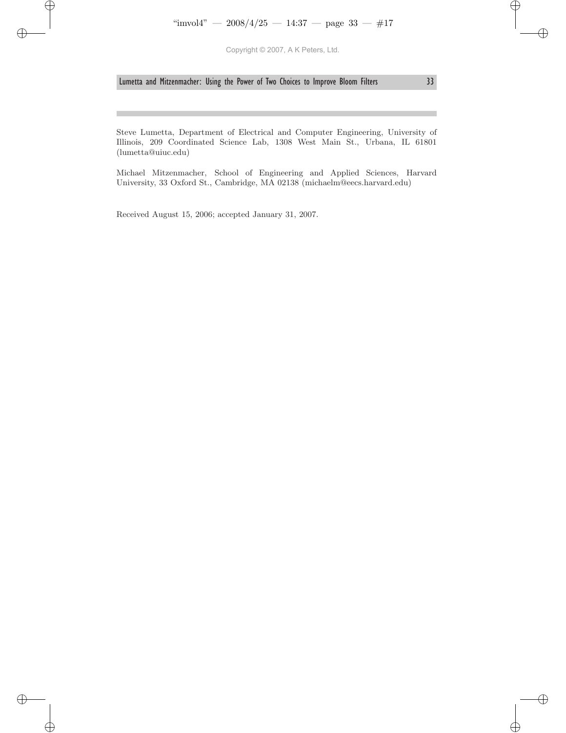Steve Lumetta, Department of Electrical and Computer Engineering, University of Illinois, 209 Coordinated Science Lab, 1308 West Main St., Urbana, IL 61801 (lumetta@uiuc.edu)

Michael Mitzenmacher, School of Engineering and Applied Sciences, Harvard University, 33 Oxford St., Cambridge, MA 02138 (michaelm@eecs.harvard.edu)

Received August 15, 2006; accepted January 31, 2007.